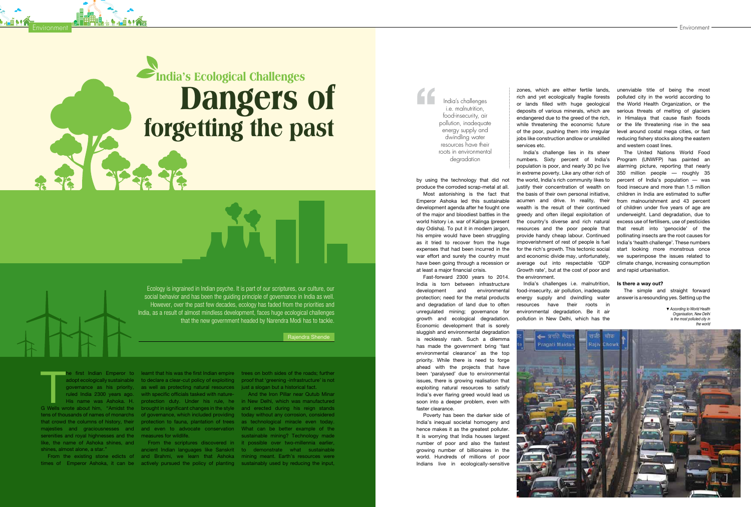# India's Ecological Challenges

# Dangers of forgetting the past

Ecology is ingrained in Indian psyche. It is part of our scriptures, our culture, our social behavior and has been the guiding principle of governance in India as well. However, over the past few decades, ecology has faded from the priorities and India, as a result of almost mindless development, faces huge ecological challenges that the new government headed by Narendra Modi has to tackle.

Rajendra Shende

The first Indian Emperor to adopt ecologically sustainable governance as his priority, ruled India 2300 years ago. His name was Ashoka. H. G Wells wrote about him, "Amidst the tens of thousands of names of monarchs that crowd the columns of history, their majesties and graciousnesses and serenities and royal highnesses and the like, the name of Ashoka shines, and shines, almost alone, a star."

From the existing stone edicts of times of Emperor Ashoka, it can be learnt that his was the first Indian empire to declare a clear-cut policy of exploiting as well as protecting natural resources with specific officials tasked with nature-protection duty. Under his rule, he brought in significant changes in the style of governance, which included providing protection to fauna, plantation of trees and even to advocate conservation measures for wildlife.

From the scriptures discovered in ancient Indian languages like Sanskrit and Brahmi, we learn that Ashoka actively pursued the policy of planting trees on both sides of the roads; further proof that 'greening -infrastructure' is not just a slogan but a historical fact.

And the Iron Pillar near Qutub Minar in New Delhi, which was manufactured and erected during his reign stands today without any corrosion, considered as technological miracle even today. What can be better example of the sustainable mining? Technology made it possible over two-millennia earlier, to demonstrate what sustainable mining meant. Earth's resources were sustainably used by reducing the input, by using the technology that did not produce the corroded scrap-metal at all.

> India's challenges i.e. malnutrition, food-insecurity, air pollution, inadequate energy supply and dwindling water resources have their roots in environmental degradation

Most astonishing is the fact that Emperor Ashoka led this sustainable development agenda after he fought one of the major and bloodiest battles in the world history i.e. war of Kalinga (present day Odisha). To put it in modern jargon, his empire would have been struggling as it tried to recover from the huge expenses that had been incurred in the war effort and surely the country must have been going through a recession or at least a major financial crisis.

Fast-forward 2300 years to 2014. India is torn between infrastructure development and environmental protection; need for the metal products and degradation of land due to often unregulated mining; governance for growth and ecological degradation. Economic development that is sorely sluggish and environmental degradation is recklessly rash. Such a dilemma has made the government bring 'fast environmental clearance' as the top priority. While there is need to forge ahead with the projects that have been 'paralysed' due to environmental issues, there is growing realisation that exploiting natural resources to satisfy India's ever flaring greed would lead us soon into a deeper problem, even with faster clearance.

Poverty has been the darker side of India's inequal societal homogeny and hence makes it as the greatest polluter. It is worrying that India houses largest number of poor and also the fastest growing number of billionaires in the world. Hundreds of millions of poor Indians live in ecologically-sensitive zones, which are either fertile lands, rich and yet ecologically fragile forests or lands filled with huge geological deposits of various minerals, which are endangered due to the greed of the rich, while threatening the economic future of the poor, pushing them into irregular jobs like construction andlow or unskilled services etc.

India's challenge lies in its sheer numbers. Sixty percent of India's population is poor, and nearly 30 pc live in extreme poverty. Like any other rich of the world, India's rich community likes to justify their concentration of wealth on the basis of their own personal initiative, acumen and drive. In reality, their wealth is the result of their continued greedy and often illegal exploitation of the country's diverse and rich natural resources and the poor people that provide handy cheap labour. Continued impoverishment of rest of people is fuel for the rich's growth. This tectonic social and economic divide may, unfortunately, average out into respectable 'GDP Growth rate', but at the cost of poor and the environment.

India's challenges i.e. malnutrition, food-insecurity, air pollution, inadequate energy supply and dwindling water resources have their roots in environmental degradation. Be it air pollution in New Delhi, which has the unenviable title of being the most polluted city in the world according to the World Health Organization, or the serious threats of melting of glaciers in Himalaya that cause flash floods or the life threatening rise in the sea level around costal mega cities, or fast reducing fishery stocks along the eastern and western coast lines.

The United Nations World Food Program (UNWFP) has painted an alarming picture, reporting that nearly 350 million people — roughly 35 percent of India's population — was food insecure and more than 1.5 million children in India are estimated to suffer from malnourishment and 43 percent of children under five years of age are underweight. Land degradation, due to excess use of fertilisers, use of pesticides that result into 'genocide' of the pollinating insects are the root causes for India's 'health challenge'. These numbers start looking more monstrous once we superimpose the issues related to climate change, increasing consumption and rapid urbanisation.

**Is there a way out?**

The simple and straight forward answer is a resounding yes. Setting up the

▼ *According to World Health Organisation, New Delhi is the most polluted city in the world*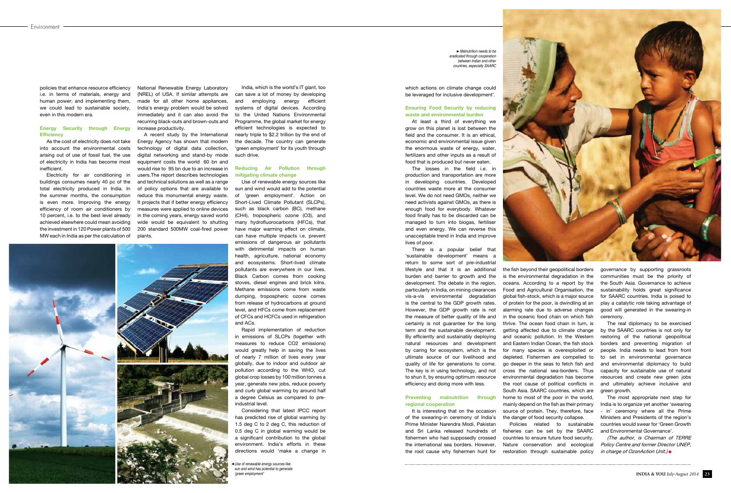policies that enhance resource efficiency i.e. in terms of materials, energy and human power; and implementing them, we could lead to sustainable society, even in this modern era.

### Energy Security through Energy Efficiency

As the cost of electricity does not take into account the environmental costs arising out of use of fossil fuel, the use of electricity in India has become most inefficient.

Electricity for air conditioning in buildings consumes nearly 40 pc of the total electricity produced in India. In the summer months, the consumption is even more. Improving the energy efficiency of room air conditioners by 10 percent, i.e. to the best level already achieved elsewhere could mean avoiding the investment in 120 Power plants of 500 MW each in India as per the calculation of National Renewable Energy Laboratory (NREL) of USA. If similar attempts are made for all other home appliances, India's energy problem would be solved immediately and it can also avoid the recurring black-outs and brown-outs and increase productivity.

A recent study by the International Energy Agency has shown that modern technology of digital data collection, digital networking and stand-by mode equipment costs the world 60 bn and would rise to 95 bn due to an increase in users.The report describes technologies and technical solutions as well as a range of policy options that are available to reduce this monumental energy waste. It projects that if better energy efficiency measures were applied to online devices in the coming years, energy saved world wide would be equivalent to shutting 200 standard 500MW coal-fired power plants.

India, which is the world's IT giant, too can save a lot of money by developing and employing energy efficient systems of digital devices. According to the United Nations Environmental Programme, the global market for energy efficient technologies is expected to nearly triple to \$2.2 trillion by the end of the decade. The country can generate 'green employment' for its youth through such drive.

### Reducing Air Pollution through mitigating climate change

Use of renewable energy sources like sun and wind would add to the potential of 'green employment'. Action on Short-Lived Climate Pollutant (SLCPs), such as black carbon (BC), methane ($CH_4$), tropospheric ozone ($O_3$), and many hydrofluorocarbons (HFCs), that have major warming effect on climate, can have multiple impacts i.e. prevent emissions of dangerous air pollutants with detrimental impacts on human health, agriculture, national economy and ecosystems. Short-lived climate pollutants are everywhere in our lives. Black Carbon comes from cooking stoves, diesel engines and brick kilns. Methane emissions come from waste dumping, tropospheric ozone comes from release of hydrocarbons at ground level, and HFCs come from replacement of CFCs and HCFCs used in refrigeration and ACs.

Rapid implementation of reduction in emissions of SLCPs (together with measures to reduce $CO_2$ emissions) would greatly help in saving the lives of nearly 7 million of lives every year globally, due to indoor and outdoor air pollution according to the WHO, cut global crop losses by 100 million tonnes a year, generate new jobs, reduce poverty and curb global warming by around half a degree Celsius as compared to pre-industrial level.

Considering that latest IPCC report has predicted rise of global warming by 1.5 deg C to 2 deg C, this reduction of 0.5 deg C in global warming would be a significant contribution to the global environment. India's efforts in these directions would 'make a change in which actions on climate change could be leveraged for inclusive development'.

◄ Use of renewable energy sources like sun and wind has potential to generate 'green employment'

### Ensuring Food Security by reducing waste and environmental burden

At least a third of everything we grow on this planet is lost between the field and the consumer. It is an ethical, economic and environmental issue given the enormous waste of energy, water, fertilizers and other inputs as a result of food that is produced but never eaten.

The losses in the field i.e. in production and transportation are more in developing countries. Developed countries waste more at the consumer level. We do not need GMOs, neither we need activists against GMOs, as there is enough food for everybody. Whatever food finally has to be discarded can be managed to turn into biogas, fertiliser and even energy. We can reverse this unacceptable trend in India and improve lives of poor.

There is a popular belief that 'sustainable development' means a return to some sort of pre-industrial lifestyle and that it is an additional burden and barrier to growth and the development. The debate in the region, particularly in India, on mining clearances vis-a-vis environmental degradation is the central to the GDP growth rates. However, the GDP growth rate is not the measure of better quality of life and certainly is not guarantee for the long term and the sustainable development. By efficiently and sustainably deploying natural resources and development by caring for ecosystem, which is the ultimate source of our livelihood and quality of life for generations to come. The key is in using technology, and not to shun it, by ensuring optimum resource efficiency and doing more with less.

► Malnutrition needs to be eradicated through cooperation between Indian and other countries, especially SAARC

### Preventing malnutrition through regional cooperation

It is interesting that on the occasion of the swearing-in ceremony of India's Prime Minister Narendra Modi, Pakistan and Sri Lanka released hundreds of fishermen who had supposedly crossed the international sea borders. However, the root cause why fishermen hunt for the fish beyond their geopolitical borders is the environmental degradation in the oceans. According to a report by the Food and Agricultural Organisation, the global fish-stock, which is a major source of protein for the poor, is dwindling at an alarming rate due to adverse changes in the oceanic food chain on which fish thrive. The ocean food chain in turn, is getting affected due to climate change and oceanic pollution. In the Western and Eastern Indian Ocean, the fish stock for many species is overexploited or depleted. Fishermen are compelled to go deeper in the seas to fetch fish and cross the national sea-borders. Thus environmental degradation has become the root cause of political conflicts in South Asia. SAARC countries, which are home to most of the poor in the world, mainly depend on the fish as their primary source of protein. They, therefore, face the danger of food security collapse.

Policies related to sustainable fisheries can be set by the SAARC countries to ensure future food security. Nature conservation and ecological restoration through sustainable policy governance by supporting grassroots communities must be the priority of the South Asia. Governance to achieve sustainability holds great significance for SAARC countries. India is poised to play a catalytic role taking advantage of good will generated in the swearing-in ceremony.

The real diplomacy to be exercised by the SAARC countries is not only for restoring of the national geopolitical borders and preventing migration of people. India needs to lead from front to set in environmental governance and environmental diplomacy to build capacity for sustainable use of natural resources and create new green jobs and ultimately achieve inclusive and green growth.

The most appropriate next step for India is to organize yet another 'swearing - in' ceremony where all the Prime Ministers and Presidents of the region's countries would swear for 'Green Growth and Environmental Governance'.

*(The author, is Chairman of TERRE Policy Centre and former Director UNEP, in charge of OzonAction Unit.)*